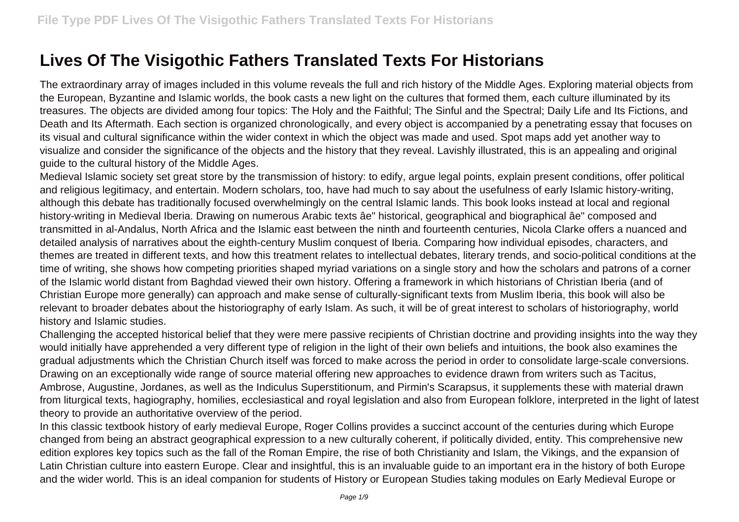# Lives Of The Visigothic Fathers Translated Texts For Historians

The extraordinary array of images included in this volume reveals the full and rich history of the Middle Ages. Exploring material objects from the European, Byzantine and Islamic worlds, the book casts a new light on the cultures that formed them, each culture illuminated by its treasures. The objects are divided among four topics: The Holy and the Faithful; The Sinful and the Spectral; Daily Life and Its Fictions, and Death and Its Aftermath. Each section is organized chronologically, and every object is accompanied by a penetrating essay that focuses on its visual and cultural significance within the wider context in which the object was made and used. Spot maps add yet another way to visualize and consider the significance of the objects and the history that they reveal. Lavishly illustrated, this is an appealing and original guide to the cultural history of the Middle Ages.

Medieval Islamic society set great store by the transmission of history: to edify, argue legal points, explain present conditions, offer political and religious legitimacy, and entertain. Modern scholars, too, have had much to say about the usefulness of early Islamic history-writing, although this debate has traditionally focused overwhelmingly on the central Islamic lands. This book looks instead at local and regional history-writing in Medieval Iberia. Drawing on numerous Arabic texts âe" historical, geographical and biographical âe" composed and transmitted in al-Andalus, North Africa and the Islamic east between the ninth and fourteenth centuries, Nicola Clarke offers a nuanced and detailed analysis of narratives about the eighth-century Muslim conquest of Iberia. Comparing how individual episodes, characters, and themes are treated in different texts, and how this treatment relates to intellectual debates, literary trends, and socio-political conditions at the time of writing, she shows how competing priorities shaped myriad variations on a single story and how the scholars and patrons of a corner of the Islamic world distant from Baghdad viewed their own history. Offering a framework in which historians of Christian Iberia (and of Christian Europe more generally) can approach and make sense of culturally-significant texts from Muslim Iberia, this book will also be relevant to broader debates about the historiography of early Islam. As such, it will be of great interest to scholars of historiography, world history and Islamic studies.

Challenging the accepted historical belief that they were mere passive recipients of Christian doctrine and providing insights into the way they would initially have apprehended a very different type of religion in the light of their own beliefs and intuitions, the book also examines the gradual adjustments which the Christian Church itself was forced to make across the period in order to consolidate large-scale conversions. Drawing on an exceptionally wide range of source material offering new approaches to evidence drawn from writers such as Tacitus, Ambrose, Augustine, Jordanes, as well as the Indiculus Superstitionum, and Pirmin's Scarapsus, it supplements these with material drawn from liturgical texts, hagiography, homilies, ecclesiastical and royal legislation and also from European folklore, interpreted in the light of latest theory to provide an authoritative overview of the period.

In this classic textbook history of early medieval Europe, Roger Collins provides a succinct account of the centuries during which Europe changed from being an abstract geographical expression to a new culturally coherent, if politically divided, entity. This comprehensive new edition explores key topics such as the fall of the Roman Empire, the rise of both Christianity and Islam, the Vikings, and the expansion of Latin Christian culture into eastern Europe. Clear and insightful, this is an invaluable guide to an important era in the history of both Europe and the wider world. This is an ideal companion for students of History or European Studies taking modules on Early Medieval Europe or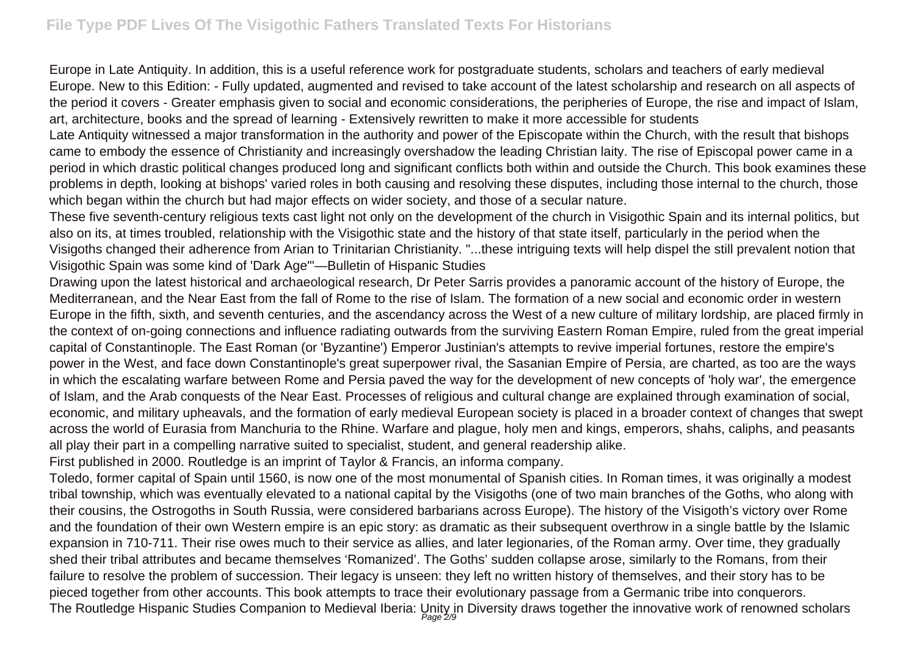Europe in Late Antiquity. In addition, this is a useful reference work for postgraduate students, scholars and teachers of early medieval Europe. New to this Edition: - Fully updated, augmented and revised to take account of the latest scholarship and research on all aspects of the period it covers - Greater emphasis given to social and economic considerations, the peripheries of Europe, the rise and impact of Islam, art, architecture, books and the spread of learning - Extensively rewritten to make it more accessible for students

Late Antiquity witnessed a major transformation in the authority and power of the Episcopate within the Church, with the result that bishops came to embody the essence of Christianity and increasingly overshadow the leading Christian laity. The rise of Episcopal power came in a period in which drastic political changes produced long and significant conflicts both within and outside the Church. This book examines these problems in depth, looking at bishops' varied roles in both causing and resolving these disputes, including those internal to the church, those which began within the church but had major effects on wider society, and those of a secular nature.

These five seventh-century religious texts cast light not only on the development of the church in Visigothic Spain and its internal politics, but also on its, at times troubled, relationship with the Visigothic state and the history of that state itself, particularly in the period when the Visigoths changed their adherence from Arian to Trinitarian Christianity. "...these intriguing texts will help dispel the still prevalent notion that Visigothic Spain was some kind of 'Dark Age'"—Bulletin of Hispanic Studies

Drawing upon the latest historical and archaeological research, Dr Peter Sarris provides a panoramic account of the history of Europe, the Mediterranean, and the Near East from the fall of Rome to the rise of Islam. The formation of a new social and economic order in western Europe in the fifth, sixth, and seventh centuries, and the ascendancy across the West of a new culture of military lordship, are placed firmly in the context of on-going connections and influence radiating outwards from the surviving Eastern Roman Empire, ruled from the great imperial capital of Constantinople. The East Roman (or 'Byzantine') Emperor Justinian's attempts to revive imperial fortunes, restore the empire's power in the West, and face down Constantinople's great superpower rival, the Sasanian Empire of Persia, are charted, as too are the ways in which the escalating warfare between Rome and Persia paved the way for the development of new concepts of 'holy war', the emergence of Islam, and the Arab conquests of the Near East. Processes of religious and cultural change are explained through examination of social, economic, and military upheavals, and the formation of early medieval European society is placed in a broader context of changes that swept across the world of Eurasia from Manchuria to the Rhine. Warfare and plague, holy men and kings, emperors, shahs, caliphs, and peasants all play their part in a compelling narrative suited to specialist, student, and general readership alike.

First published in 2000. Routledge is an imprint of Taylor & Francis, an informa company.

Toledo, former capital of Spain until 1560, is now one of the most monumental of Spanish cities. In Roman times, it was originally a modest tribal township, which was eventually elevated to a national capital by the Visigoths (one of two main branches of the Goths, who along with their cousins, the Ostrogoths in South Russia, were considered barbarians across Europe). The history of the Visigoth's victory over Rome and the foundation of their own Western empire is an epic story: as dramatic as their subsequent overthrow in a single battle by the Islamic expansion in 710-711. Their rise owes much to their service as allies, and later legionaries, of the Roman army. Over time, they gradually shed their tribal attributes and became themselves 'Romanized'. The Goths' sudden collapse arose, similarly to the Romans, from their failure to resolve the problem of succession. Their legacy is unseen: they left no written history of themselves, and their story has to be pieced together from other accounts. This book attempts to trace their evolutionary passage from a Germanic tribe into conquerors.

The Routledge Hispanic Studies Companion to Medieval Iberia: Unity in Diversity draws together the innovative work of renowned scholars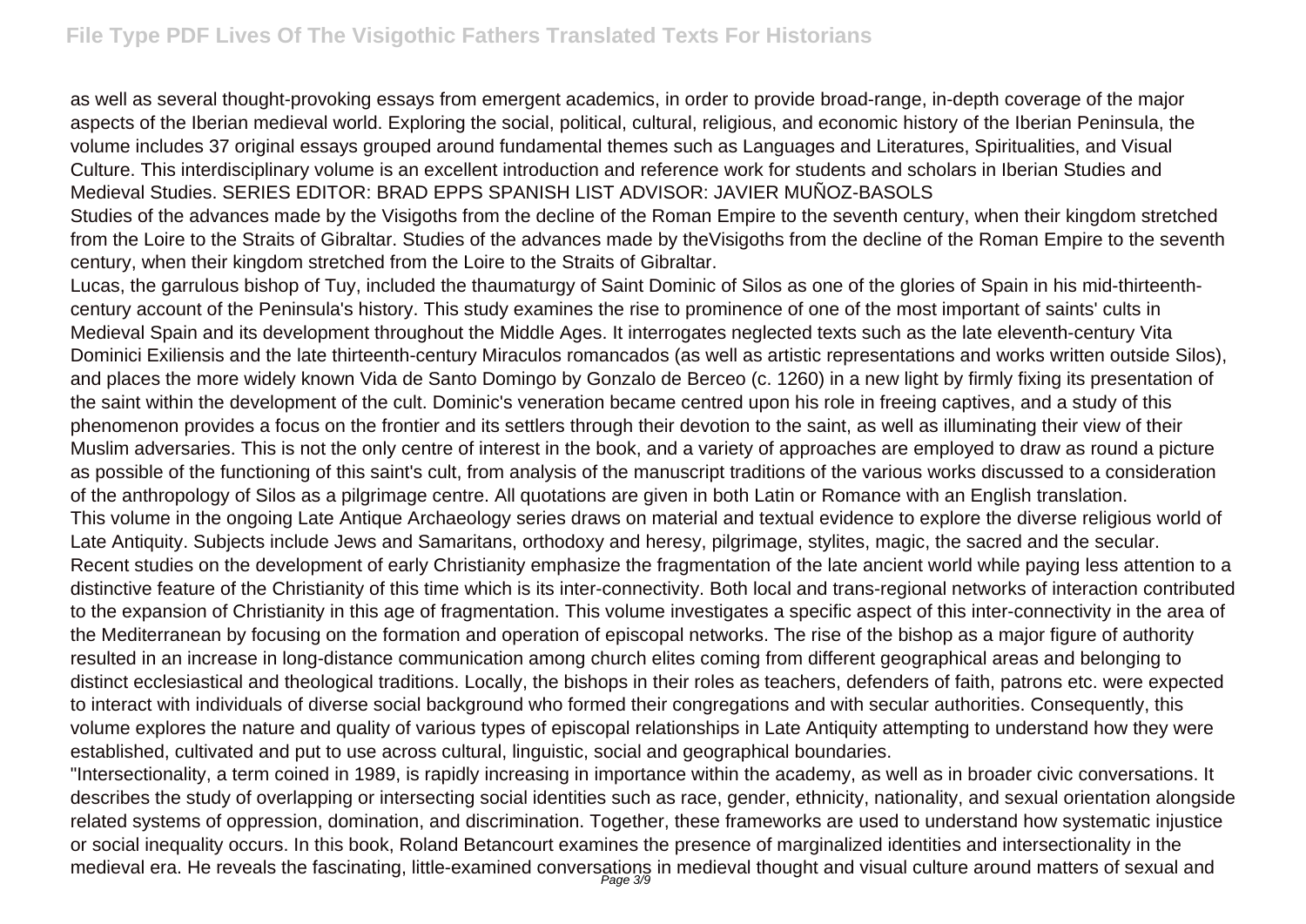as well as several thought-provoking essays from emergent academics, in order to provide broad-range, in-depth coverage of the major aspects of the Iberian medieval world. Exploring the social, political, cultural, religious, and economic history of the Iberian Peninsula, the volume includes 37 original essays grouped around fundamental themes such as Languages and Literatures, Spiritualities, and Visual Culture. This interdisciplinary volume is an excellent introduction and reference work for students and scholars in Iberian Studies and Medieval Studies. SERIES EDITOR: BRAD EPPS SPANISH LIST ADVISOR: JAVIER MUÑOZ-BASOLS

Studies of the advances made by the Visigoths from the decline of the Roman Empire to the seventh century, when their kingdom stretched from the Loire to the Straits of Gibraltar. Studies of the advances made by theVisigoths from the decline of the Roman Empire to the seventh century, when their kingdom stretched from the Loire to the Straits of Gibraltar.

Lucas, the garrulous bishop of Tuy, included the thaumaturgy of Saint Dominic of Silos as one of the glories of Spain in his mid-thirteenth-century account of the Peninsula's history. This study examines the rise to prominence of one of the most important of saints' cults in Medieval Spain and its development throughout the Middle Ages. It interrogates neglected texts such as the late eleventh-century Vita Dominici Exiliensis and the late thirteenth-century Miraculos romancados (as well as artistic representations and works written outside Silos), and places the more widely known Vida de Santo Domingo by Gonzalo de Berceo (c. 1260) in a new light by firmly fixing its presentation of the saint within the development of the cult. Dominic's veneration became centred upon his role in freeing captives, and a study of this phenomenon provides a focus on the frontier and its settlers through their devotion to the saint, as well as illuminating their view of their Muslim adversaries. This is not the only centre of interest in the book, and a variety of approaches are employed to draw as round a picture as possible of the functioning of this saint's cult, from analysis of the manuscript traditions of the various works discussed to a consideration of the anthropology of Silos as a pilgrimage centre. All quotations are given in both Latin or Romance with an English translation.

This volume in the ongoing Late Antique Archaeology series draws on material and textual evidence to explore the diverse religious world of Late Antiquity. Subjects include Jews and Samaritans, orthodoxy and heresy, pilgrimage, stylites, magic, the sacred and the secular.

Recent studies on the development of early Christianity emphasize the fragmentation of the late ancient world while paying less attention to a distinctive feature of the Christianity of this time which is its inter-connectivity. Both local and trans-regional networks of interaction contributed to the expansion of Christianity in this age of fragmentation. This volume investigates a specific aspect of this inter-connectivity in the area of the Mediterranean by focusing on the formation and operation of episcopal networks. The rise of the bishop as a major figure of authority resulted in an increase in long-distance communication among church elites coming from different geographical areas and belonging to distinct ecclesiastical and theological traditions. Locally, the bishops in their roles as teachers, defenders of faith, patrons etc. were expected to interact with individuals of diverse social background who formed their congregations and with secular authorities. Consequently, this volume explores the nature and quality of various types of episcopal relationships in Late Antiquity attempting to understand how they were established, cultivated and put to use across cultural, linguistic, social and geographical boundaries.

"Intersectionality, a term coined in 1989, is rapidly increasing in importance within the academy, as well as in broader civic conversations. It describes the study of overlapping or intersecting social identities such as race, gender, ethnicity, nationality, and sexual orientation alongside related systems of oppression, domination, and discrimination. Together, these frameworks are used to understand how systematic injustice or social inequality occurs. In this book, Roland Betancourt examines the presence of marginalized identities and intersectionality in the medieval era. He reveals the fascinating, little-examined conversations in medieval thought and visual culture around matters of sexual and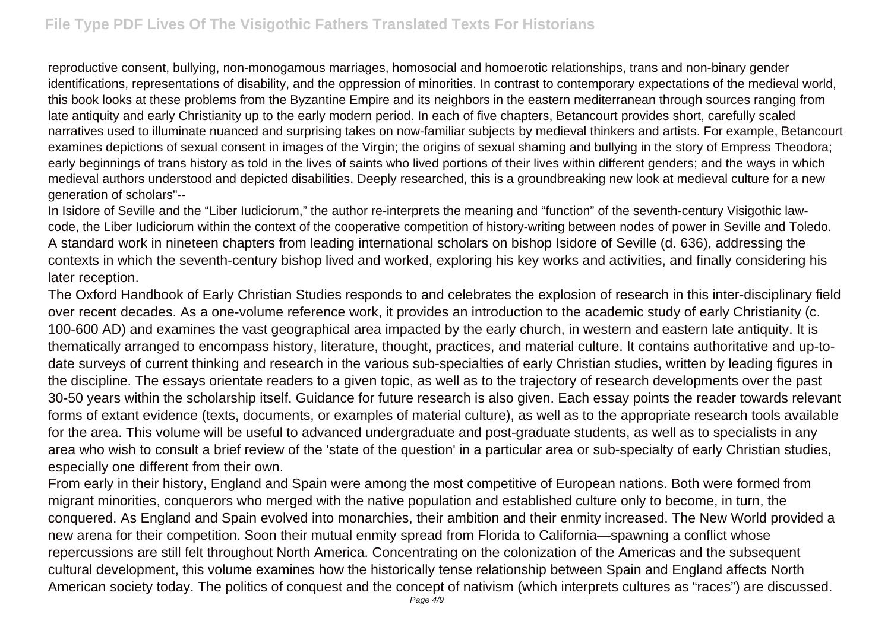reproductive consent, bullying, non-monogamous marriages, homosocial and homoerotic relationships, trans and non-binary gender identifications, representations of disability, and the oppression of minorities. In contrast to contemporary expectations of the medieval world, this book looks at these problems from the Byzantine Empire and its neighbors in the eastern mediterranean through sources ranging from late antiquity and early Christianity up to the early modern period. In each of five chapters, Betancourt provides short, carefully scaled narratives used to illuminate nuanced and surprising takes on now-familiar subjects by medieval thinkers and artists. For example, Betancourt examines depictions of sexual consent in images of the Virgin; the origins of sexual shaming and bullying in the story of Empress Theodora; early beginnings of trans history as told in the lives of saints who lived portions of their lives within different genders; and the ways in which medieval authors understood and depicted disabilities. Deeply researched, this is a groundbreaking new look at medieval culture for a new generation of scholars"--

In Isidore of Seville and the "Liber Iudiciorum," the author re-interprets the meaning and "function" of the seventh-century Visigothic law-code, the Liber Iudiciorum within the context of the cooperative competition of history-writing between nodes of power in Seville and Toledo.

A standard work in nineteen chapters from leading international scholars on bishop Isidore of Seville (d. 636), addressing the contexts in which the seventh-century bishop lived and worked, exploring his key works and activities, and finally considering his later reception.

The Oxford Handbook of Early Christian Studies responds to and celebrates the explosion of research in this inter-disciplinary field over recent decades. As a one-volume reference work, it provides an introduction to the academic study of early Christianity (c. 100-600 AD) and examines the vast geographical area impacted by the early church, in western and eastern late antiquity. It is thematically arranged to encompass history, literature, thought, practices, and material culture. It contains authoritative and up-to-date surveys of current thinking and research in the various sub-specialties of early Christian studies, written by leading figures in the discipline. The essays orientate readers to a given topic, as well as to the trajectory of research developments over the past 30-50 years within the scholarship itself. Guidance for future research is also given. Each essay points the reader towards relevant forms of extant evidence (texts, documents, or examples of material culture), as well as to the appropriate research tools available for the area. This volume will be useful to advanced undergraduate and post-graduate students, as well as to specialists in any area who wish to consult a brief review of the 'state of the question' in a particular area or sub-specialty of early Christian studies, especially one different from their own.

From early in their history, England and Spain were among the most competitive of European nations. Both were formed from migrant minorities, conquerors who merged with the native population and established culture only to become, in turn, the conquered. As England and Spain evolved into monarchies, their ambition and their enmity increased. The New World provided a new arena for their competition. Soon their mutual enmity spread from Florida to California—spawning a conflict whose repercussions are still felt throughout North America. Concentrating on the colonization of the Americas and the subsequent cultural development, this volume examines how the historically tense relationship between Spain and England affects North American society today. The politics of conquest and the concept of nativism (which interprets cultures as "races") are discussed.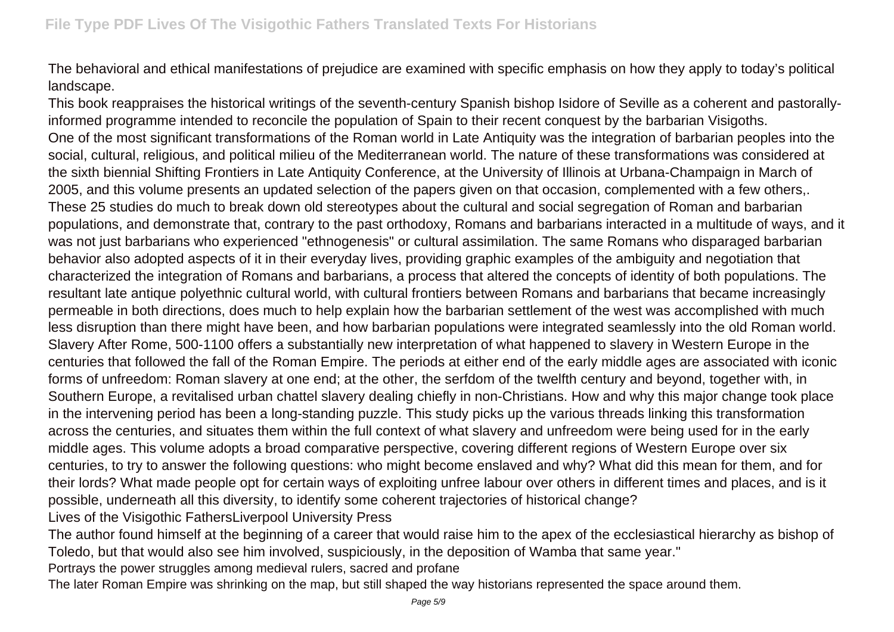The behavioral and ethical manifestations of prejudice are examined with specific emphasis on how they apply to today's political landscape.

This book reappraises the historical writings of the seventh-century Spanish bishop Isidore of Seville as a coherent and pastorally-informed programme intended to reconcile the population of Spain to their recent conquest by the barbarian Visigoths.

One of the most significant transformations of the Roman world in Late Antiquity was the integration of barbarian peoples into the social, cultural, religious, and political milieu of the Mediterranean world. The nature of these transformations was considered at the sixth biennial Shifting Frontiers in Late Antiquity Conference, at the University of Illinois at Urbana-Champaign in March of 2005, and this volume presents an updated selection of the papers given on that occasion, complemented with a few others,. These 25 studies do much to break down old stereotypes about the cultural and social segregation of Roman and barbarian populations, and demonstrate that, contrary to the past orthodoxy, Romans and barbarians interacted in a multitude of ways, and it was not just barbarians who experienced "ethnogenesis" or cultural assimilation. The same Romans who disparaged barbarian behavior also adopted aspects of it in their everyday lives, providing graphic examples of the ambiguity and negotiation that characterized the integration of Romans and barbarians, a process that altered the concepts of identity of both populations. The resultant late antique polyethnic cultural world, with cultural frontiers between Romans and barbarians that became increasingly permeable in both directions, does much to help explain how the barbarian settlement of the west was accomplished with much less disruption than there might have been, and how barbarian populations were integrated seamlessly into the old Roman world.

Slavery After Rome, 500-1100 offers a substantially new interpretation of what happened to slavery in Western Europe in the centuries that followed the fall of the Roman Empire. The periods at either end of the early middle ages are associated with iconic forms of unfreedom: Roman slavery at one end; at the other, the serfdom of the twelfth century and beyond, together with, in Southern Europe, a revitalised urban chattel slavery dealing chiefly in non-Christians. How and why this major change took place in the intervening period has been a long-standing puzzle. This study picks up the various threads linking this transformation across the centuries, and situates them within the full context of what slavery and unfreedom were being used for in the early middle ages. This volume adopts a broad comparative perspective, covering different regions of Western Europe over six centuries, to try to answer the following questions: who might become enslaved and why? What did this mean for them, and for their lords? What made people opt for certain ways of exploiting unfree labour over others in different times and places, and is it possible, underneath all this diversity, to identify some coherent trajectories of historical change?

Lives of the Visigothic FathersLiverpool University Press

The author found himself at the beginning of a career that would raise him to the apex of the ecclesiastical hierarchy as bishop of Toledo, but that would also see him involved, suspiciously, in the deposition of Wamba that same year."

Portrays the power struggles among medieval rulers, sacred and profane

The later Roman Empire was shrinking on the map, but still shaped the way historians represented the space around them.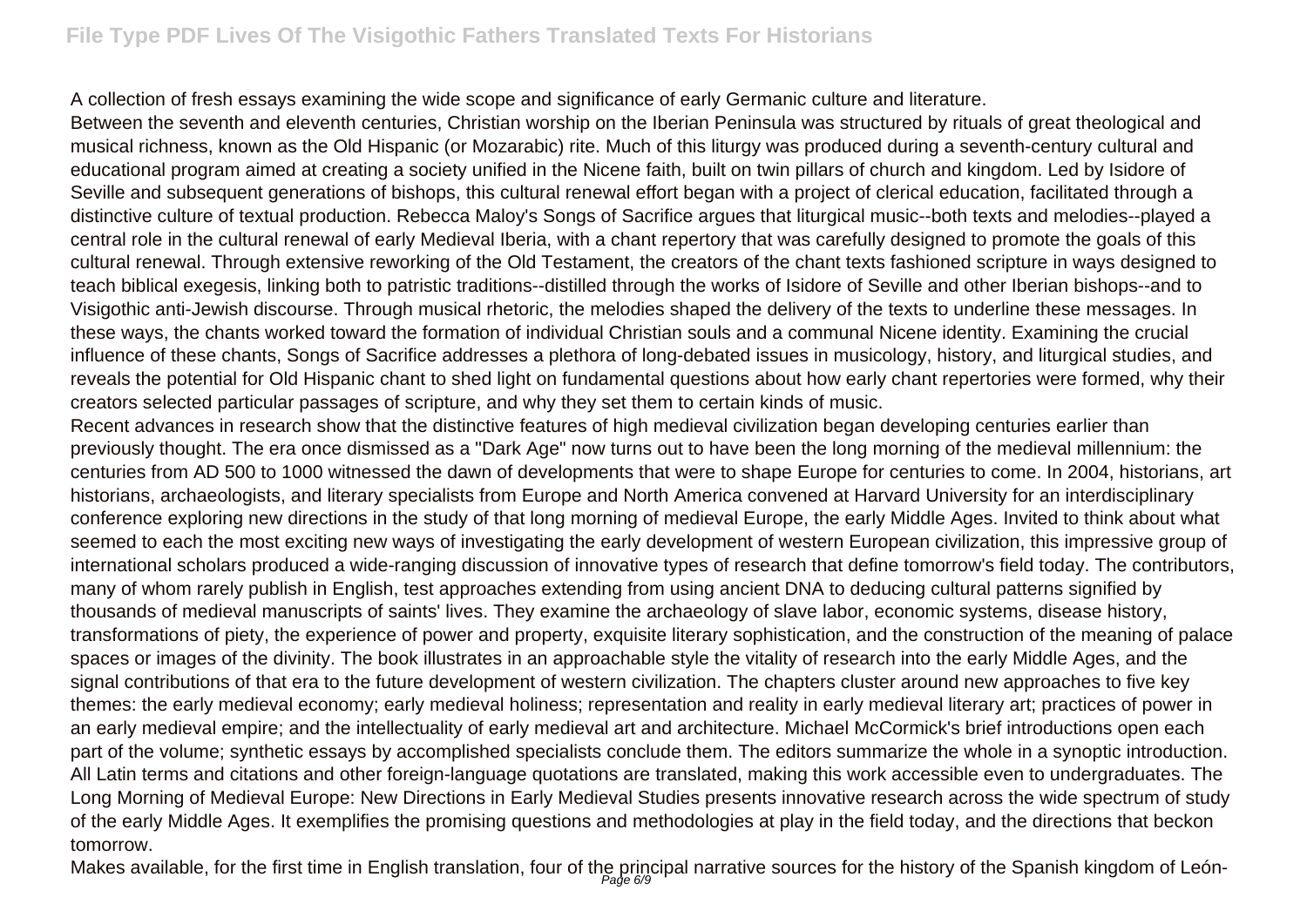A collection of fresh essays examining the wide scope and significance of early Germanic culture and literature.

Between the seventh and eleventh centuries, Christian worship on the Iberian Peninsula was structured by rituals of great theological and musical richness, known as the Old Hispanic (or Mozarabic) rite. Much of this liturgy was produced during a seventh-century cultural and educational program aimed at creating a society unified in the Nicene faith, built on twin pillars of church and kingdom. Led by Isidore of Seville and subsequent generations of bishops, this cultural renewal effort began with a project of clerical education, facilitated through a distinctive culture of textual production. Rebecca Maloy's Songs of Sacrifice argues that liturgical music--both texts and melodies--played a central role in the cultural renewal of early Medieval Iberia, with a chant repertory that was carefully designed to promote the goals of this cultural renewal. Through extensive reworking of the Old Testament, the creators of the chant texts fashioned scripture in ways designed to teach biblical exegesis, linking both to patristic traditions--distilled through the works of Isidore of Seville and other Iberian bishops--and to Visigothic anti-Jewish discourse. Through musical rhetoric, the melodies shaped the delivery of the texts to underline these messages. In these ways, the chants worked toward the formation of individual Christian souls and a communal Nicene identity. Examining the crucial influence of these chants, Songs of Sacrifice addresses a plethora of long-debated issues in musicology, history, and liturgical studies, and reveals the potential for Old Hispanic chant to shed light on fundamental questions about how early chant repertories were formed, why their creators selected particular passages of scripture, and why they set them to certain kinds of music.

Recent advances in research show that the distinctive features of high medieval civilization began developing centuries earlier than previously thought. The era once dismissed as a "Dark Age" now turns out to have been the long morning of the medieval millennium: the centuries from AD 500 to 1000 witnessed the dawn of developments that were to shape Europe for centuries to come. In 2004, historians, art historians, archaeologists, and literary specialists from Europe and North America convened at Harvard University for an interdisciplinary conference exploring new directions in the study of that long morning of medieval Europe, the early Middle Ages. Invited to think about what seemed to each the most exciting new ways of investigating the early development of western European civilization, this impressive group of international scholars produced a wide-ranging discussion of innovative types of research that define tomorrow's field today. The contributors, many of whom rarely publish in English, test approaches extending from using ancient DNA to deducing cultural patterns signified by thousands of medieval manuscripts of saints' lives. They examine the archaeology of slave labor, economic systems, disease history, transformations of piety, the experience of power and property, exquisite literary sophistication, and the construction of the meaning of palace spaces or images of the divinity. The book illustrates in an approachable style the vitality of research into the early Middle Ages, and the signal contributions of that era to the future development of western civilization. The chapters cluster around new approaches to five key themes: the early medieval economy; early medieval holiness; representation and reality in early medieval literary art; practices of power in an early medieval empire; and the intellectuality of early medieval art and architecture. Michael McCormick's brief introductions open each part of the volume; synthetic essays by accomplished specialists conclude them. The editors summarize the whole in a synoptic introduction. All Latin terms and citations and other foreign-language quotations are translated, making this work accessible even to undergraduates. The Long Morning of Medieval Europe: New Directions in Early Medieval Studies presents innovative research across the wide spectrum of study of the early Middle Ages. It exemplifies the promising questions and methodologies at play in the field today, and the directions that beckon tomorrow.

Makes available, for the first time in English translation, four of the principal narrative sources for the history of the Spanish kingdom of León-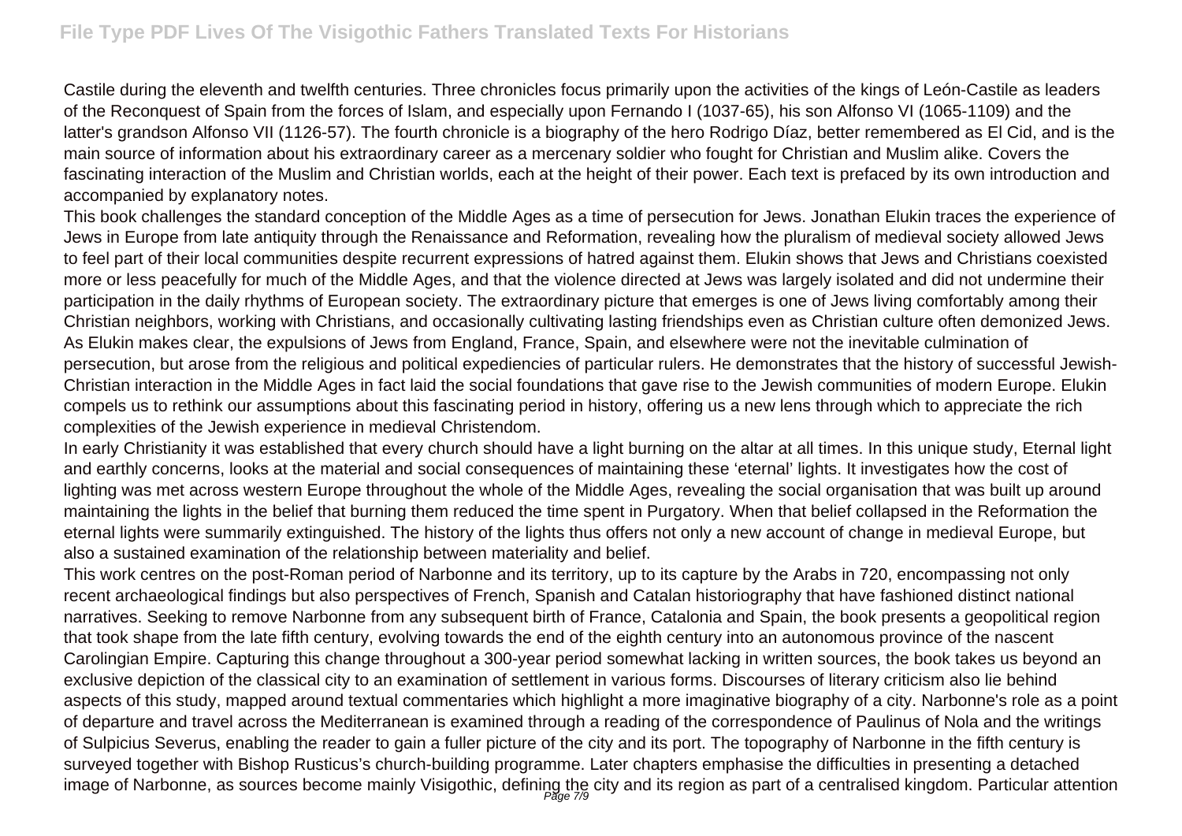Castile during the eleventh and twelfth centuries. Three chronicles focus primarily upon the activities of the kings of León-Castile as leaders of the Reconquest of Spain from the forces of Islam, and especially upon Fernando I (1037-65), his son Alfonso VI (1065-1109) and the latter's grandson Alfonso VII (1126-57). The fourth chronicle is a biography of the hero Rodrigo Díaz, better remembered as El Cid, and is the main source of information about his extraordinary career as a mercenary soldier who fought for Christian and Muslim alike. Covers the fascinating interaction of the Muslim and Christian worlds, each at the height of their power. Each text is prefaced by its own introduction and accompanied by explanatory notes.

This book challenges the standard conception of the Middle Ages as a time of persecution for Jews. Jonathan Elukin traces the experience of Jews in Europe from late antiquity through the Renaissance and Reformation, revealing how the pluralism of medieval society allowed Jews to feel part of their local communities despite recurrent expressions of hatred against them. Elukin shows that Jews and Christians coexisted more or less peacefully for much of the Middle Ages, and that the violence directed at Jews was largely isolated and did not undermine their participation in the daily rhythms of European society. The extraordinary picture that emerges is one of Jews living comfortably among their Christian neighbors, working with Christians, and occasionally cultivating lasting friendships even as Christian culture often demonized Jews. As Elukin makes clear, the expulsions of Jews from England, France, Spain, and elsewhere were not the inevitable culmination of persecution, but arose from the religious and political expediencies of particular rulers. He demonstrates that the history of successful Jewish-Christian interaction in the Middle Ages in fact laid the social foundations that gave rise to the Jewish communities of modern Europe. Elukin compels us to rethink our assumptions about this fascinating period in history, offering us a new lens through which to appreciate the rich complexities of the Jewish experience in medieval Christendom.

In early Christianity it was established that every church should have a light burning on the altar at all times. In this unique study, Eternal light and earthly concerns, looks at the material and social consequences of maintaining these 'eternal' lights. It investigates how the cost of lighting was met across western Europe throughout the whole of the Middle Ages, revealing the social organisation that was built up around maintaining the lights in the belief that burning them reduced the time spent in Purgatory. When that belief collapsed in the Reformation the eternal lights were summarily extinguished. The history of the lights thus offers not only a new account of change in medieval Europe, but also a sustained examination of the relationship between materiality and belief.

This work centres on the post-Roman period of Narbonne and its territory, up to its capture by the Arabs in 720, encompassing not only recent archaeological findings but also perspectives of French, Spanish and Catalan historiography that have fashioned distinct national narratives. Seeking to remove Narbonne from any subsequent birth of France, Catalonia and Spain, the book presents a geopolitical region that took shape from the late fifth century, evolving towards the end of the eighth century into an autonomous province of the nascent Carolingian Empire. Capturing this change throughout a 300-year period somewhat lacking in written sources, the book takes us beyond an exclusive depiction of the classical city to an examination of settlement in various forms. Discourses of literary criticism also lie behind aspects of this study, mapped around textual commentaries which highlight a more imaginative biography of a city. Narbonne's role as a point of departure and travel across the Mediterranean is examined through a reading of the correspondence of Paulinus of Nola and the writings of Sulpicius Severus, enabling the reader to gain a fuller picture of the city and its port. The topography of Narbonne in the fifth century is surveyed together with Bishop Rusticus's church-building programme. Later chapters emphasise the difficulties in presenting a detached image of Narbonne, as sources become mainly Visigothic, defining the city and its region as part of a centralised kingdom. Particular attention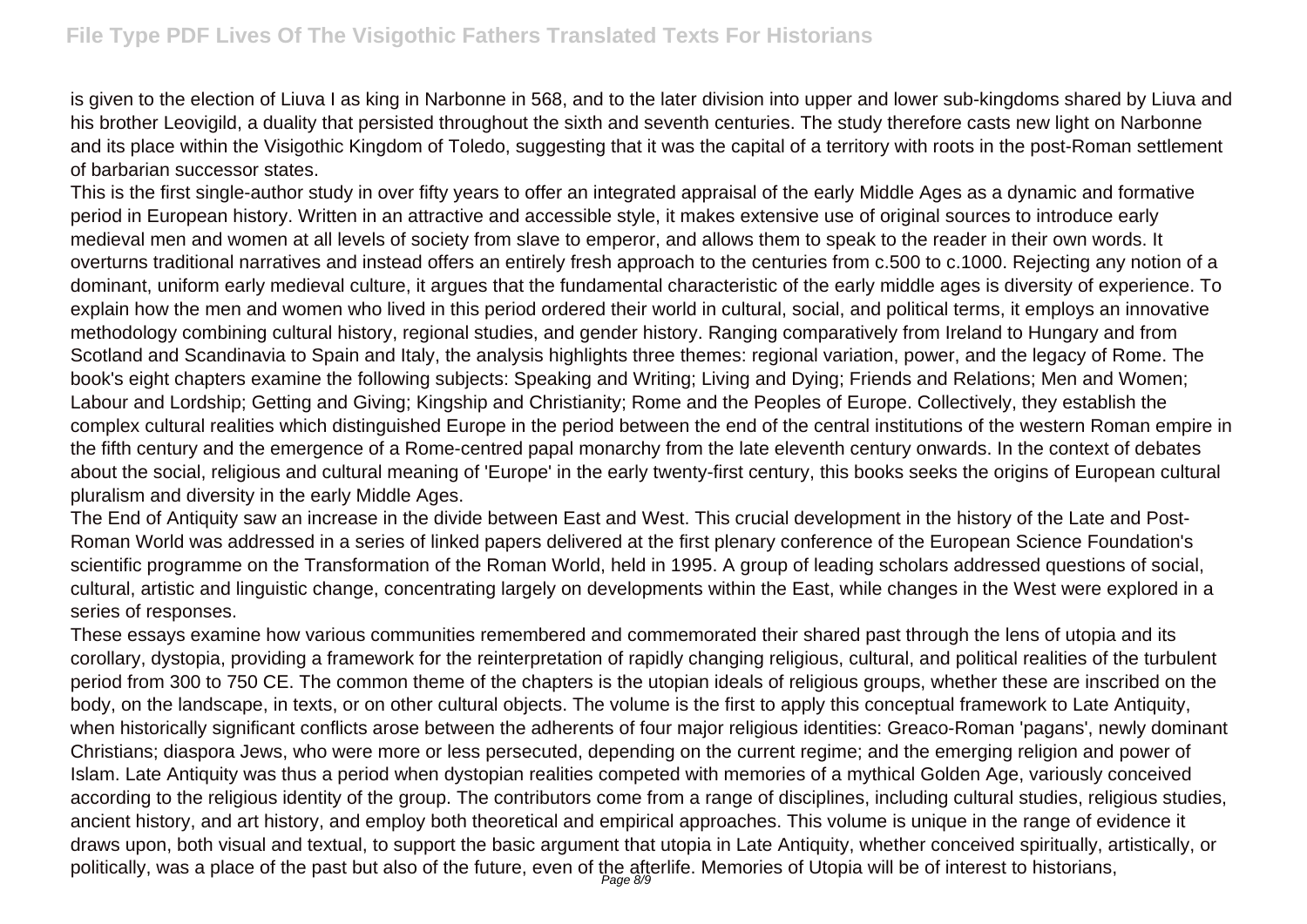is given to the election of Liuva I as king in Narbonne in 568, and to the later division into upper and lower sub-kingdoms shared by Liuva and his brother Leovigild, a duality that persisted throughout the sixth and seventh centuries. The study therefore casts new light on Narbonne and its place within the Visigothic Kingdom of Toledo, suggesting that it was the capital of a territory with roots in the post-Roman settlement of barbarian successor states.

This is the first single-author study in over fifty years to offer an integrated appraisal of the early Middle Ages as a dynamic and formative period in European history. Written in an attractive and accessible style, it makes extensive use of original sources to introduce early medieval men and women at all levels of society from slave to emperor, and allows them to speak to the reader in their own words. It overturns traditional narratives and instead offers an entirely fresh approach to the centuries from c.500 to c.1000. Rejecting any notion of a dominant, uniform early medieval culture, it argues that the fundamental characteristic of the early middle ages is diversity of experience. To explain how the men and women who lived in this period ordered their world in cultural, social, and political terms, it employs an innovative methodology combining cultural history, regional studies, and gender history. Ranging comparatively from Ireland to Hungary and from Scotland and Scandinavia to Spain and Italy, the analysis highlights three themes: regional variation, power, and the legacy of Rome. The book's eight chapters examine the following subjects: Speaking and Writing; Living and Dying; Friends and Relations; Men and Women; Labour and Lordship; Getting and Giving; Kingship and Christianity; Rome and the Peoples of Europe. Collectively, they establish the complex cultural realities which distinguished Europe in the period between the end of the central institutions of the western Roman empire in the fifth century and the emergence of a Rome-centred papal monarchy from the late eleventh century onwards. In the context of debates about the social, religious and cultural meaning of 'Europe' in the early twenty-first century, this books seeks the origins of European cultural pluralism and diversity in the early Middle Ages.

The End of Antiquity saw an increase in the divide between East and West. This crucial development in the history of the Late and Post-Roman World was addressed in a series of linked papers delivered at the first plenary conference of the European Science Foundation's scientific programme on the Transformation of the Roman World, held in 1995. A group of leading scholars addressed questions of social, cultural, artistic and linguistic change, concentrating largely on developments within the East, while changes in the West were explored in a series of responses.

These essays examine how various communities remembered and commemorated their shared past through the lens of utopia and its corollary, dystopia, providing a framework for the reinterpretation of rapidly changing religious, cultural, and political realities of the turbulent period from 300 to 750 CE. The common theme of the chapters is the utopian ideals of religious groups, whether these are inscribed on the body, on the landscape, in texts, or on other cultural objects. The volume is the first to apply this conceptual framework to Late Antiquity, when historically significant conflicts arose between the adherents of four major religious identities: Greaco-Roman 'pagans', newly dominant Christians; diaspora Jews, who were more or less persecuted, depending on the current regime; and the emerging religion and power of Islam. Late Antiquity was thus a period when dystopian realities competed with memories of a mythical Golden Age, variously conceived according to the religious identity of the group. The contributors come from a range of disciplines, including cultural studies, religious studies, ancient history, and art history, and employ both theoretical and empirical approaches. This volume is unique in the range of evidence it draws upon, both visual and textual, to support the basic argument that utopia in Late Antiquity, whether conceived spiritually, artistically, or politically, was a place of the past but also of the future, even of the afterlife. Memories of Utopia will be of interest to historians,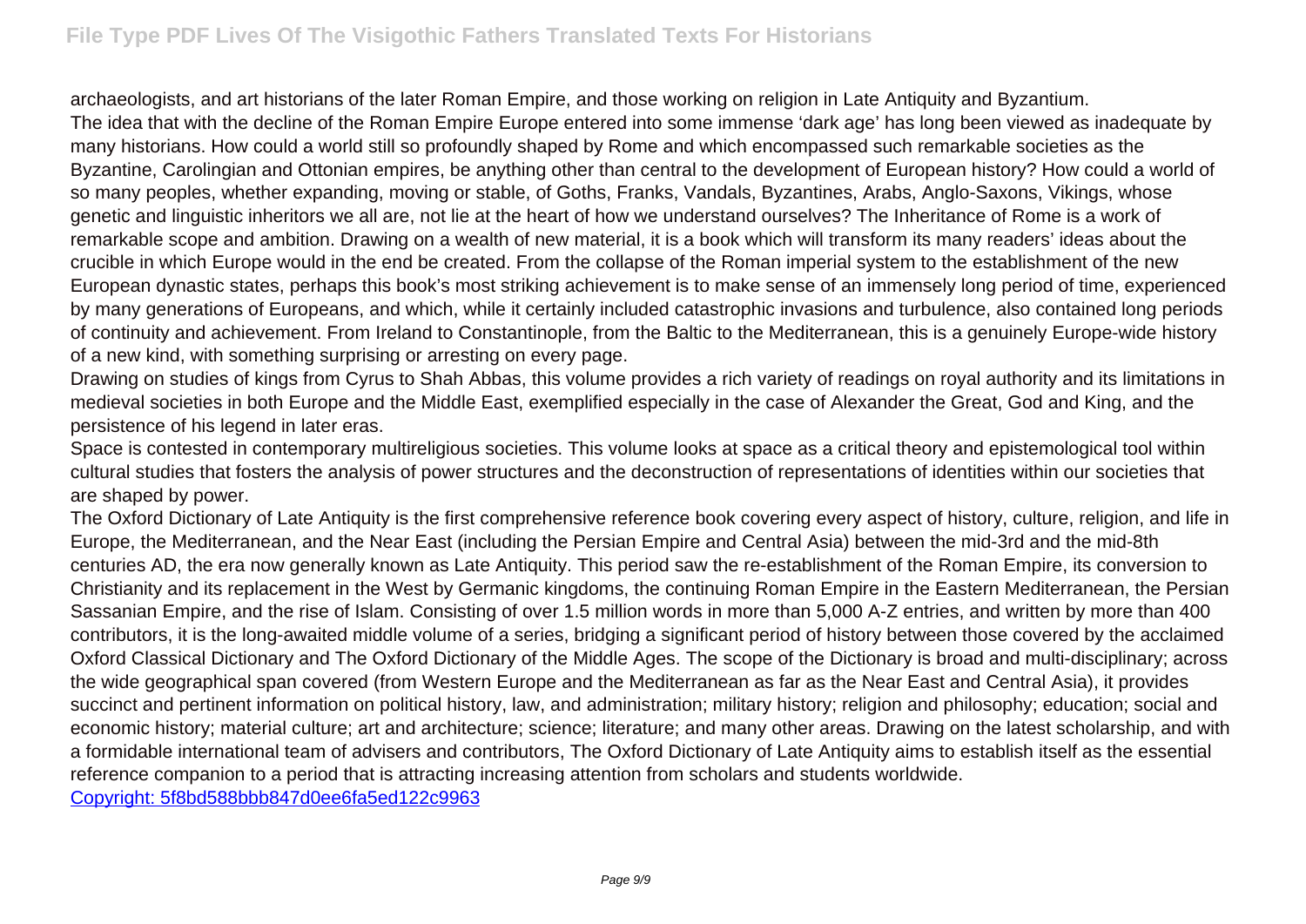archaeologists, and art historians of the later Roman Empire, and those working on religion in Late Antiquity and Byzantium.

The idea that with the decline of the Roman Empire Europe entered into some immense 'dark age' has long been viewed as inadequate by many historians. How could a world still so profoundly shaped by Rome and which encompassed such remarkable societies as the Byzantine, Carolingian and Ottonian empires, be anything other than central to the development of European history? How could a world of so many peoples, whether expanding, moving or stable, of Goths, Franks, Vandals, Byzantines, Arabs, Anglo-Saxons, Vikings, whose genetic and linguistic inheritors we all are, not lie at the heart of how we understand ourselves? The Inheritance of Rome is a work of remarkable scope and ambition. Drawing on a wealth of new material, it is a book which will transform its many readers' ideas about the crucible in which Europe would in the end be created. From the collapse of the Roman imperial system to the establishment of the new European dynastic states, perhaps this book's most striking achievement is to make sense of an immensely long period of time, experienced by many generations of Europeans, and which, while it certainly included catastrophic invasions and turbulence, also contained long periods of continuity and achievement. From Ireland to Constantinople, from the Baltic to the Mediterranean, this is a genuinely Europe-wide history of a new kind, with something surprising or arresting on every page.

Drawing on studies of kings from Cyrus to Shah Abbas, this volume provides a rich variety of readings on royal authority and its limitations in medieval societies in both Europe and the Middle East, exemplified especially in the case of Alexander the Great, God and King, and the persistence of his legend in later eras.

Space is contested in contemporary multireligious societies. This volume looks at space as a critical theory and epistemological tool within cultural studies that fosters the analysis of power structures and the deconstruction of representations of identities within our societies that are shaped by power.

The Oxford Dictionary of Late Antiquity is the first comprehensive reference book covering every aspect of history, culture, religion, and life in Europe, the Mediterranean, and the Near East (including the Persian Empire and Central Asia) between the mid-3rd and the mid-8th centuries AD, the era now generally known as Late Antiquity. This period saw the re-establishment of the Roman Empire, its conversion to Christianity and its replacement in the West by Germanic kingdoms, the continuing Roman Empire in the Eastern Mediterranean, the Persian Sassanian Empire, and the rise of Islam. Consisting of over 1.5 million words in more than 5,000 A-Z entries, and written by more than 400 contributors, it is the long-awaited middle volume of a series, bridging a significant period of history between those covered by the acclaimed Oxford Classical Dictionary and The Oxford Dictionary of the Middle Ages. The scope of the Dictionary is broad and multi-disciplinary; across the wide geographical span covered (from Western Europe and the Mediterranean as far as the Near East and Central Asia), it provides succinct and pertinent information on political history, law, and administration; military history; religion and philosophy; education; social and economic history; material culture; art and architecture; science; literature; and many other areas. Drawing on the latest scholarship, and with a formidable international team of advisers and contributors, The Oxford Dictionary of Late Antiquity aims to establish itself as the essential reference companion to a period that is attracting increasing attention from scholars and students worldwide.

Copyright: 5f8bd588bbb847d0ee6fa5ed122c9963